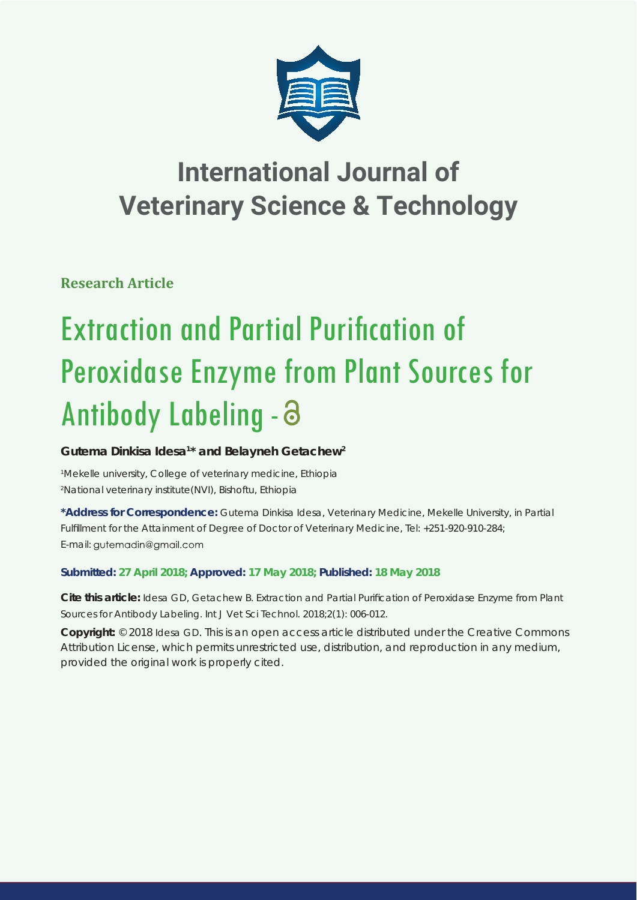# International Journal of Veterinary Science & Technology

**Research Article**

# Extraction and Partial Purification of Peroxidase Enzyme from Plant Sources for Antibody Labeling

**Gutema Dinkisa Idesa[1]* and Belayneh Getachew[2]**

[1]Mekelle university, College of veterinary medicine, Ethiopia
[2]National veterinary institute(NVI), Bishoftu, Ethiopia

**\*Address for Correspondence:** Gutema Dinkisa Idesa, Veterinary Medicine, Mekelle University, in Partial Fulfillment for the Attainment of Degree of Doctor of Veterinary Medicine, Tel: +251-920-910-284; E-mail: gutemadin@gmail.com

**Submitted: 27 April 2018; Approved: 17 May 2018; Published: 18 May 2018**

**Cite this article:** Idesa GD, Getachew B. Extraction and Partial Purification of Peroxidase Enzyme from Plant Sources for Antibody Labeling. Int J Vet Sci Technol. 2018;2(1): 006-012.

**Copyright:** © 2018 Idesa GD. This is an open access article distributed under the Creative Commons Attribution License, which permits unrestricted use, distribution, and reproduction in any medium, provided the original work is properly cited.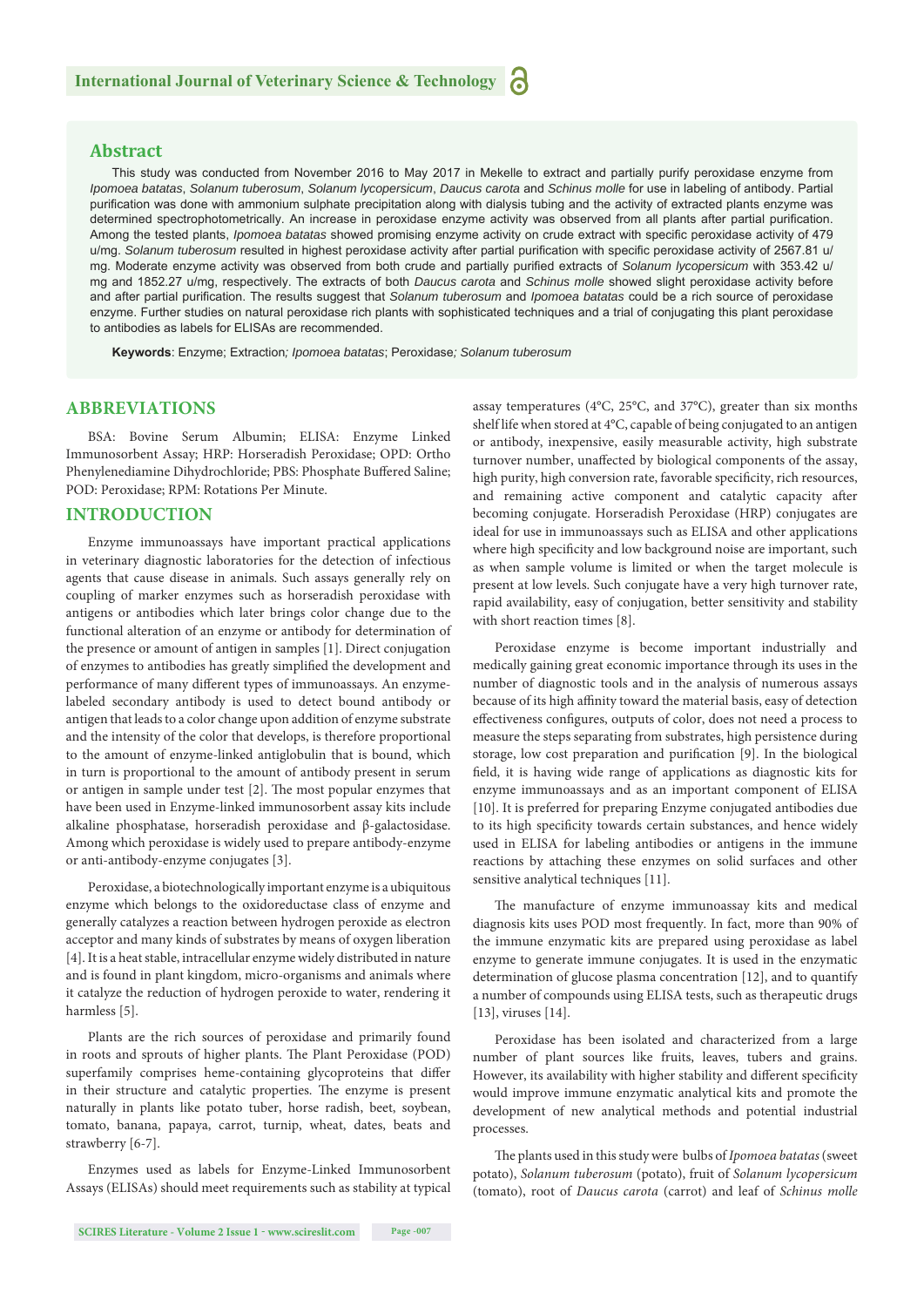## Abstract

This study was conducted from November 2016 to May 2017 in Mekelle to extract and partially purify peroxidase enzyme from *Ipomoea batatas*, *Solanum tuberosum*, *Solanum lycopersicum*, *Daucus carota* and *Schinus molle* for use in labeling of antibody. Partial purification was done with ammonium sulphate precipitation along with dialysis tubing and the activity of extracted plants enzyme was determined spectrophotometrically. An increase in peroxidase enzyme activity was observed from all plants after partial purification. Among the tested plants, *Ipomoea batatas* showed promising enzyme activity on crude extract with specific peroxidase activity of 479 u/mg. *Solanum tuberosum* resulted in highest peroxidase activity after partial purification with specific peroxidase activity of 2567.81 u/mg. Moderate enzyme activity was observed from both crude and partially purified extracts of *Solanum lycopersicum* with 353.42 u/mg and 1852.27 u/mg, respectively. The extracts of both *Daucus carota* and *Schinus molle* showed slight peroxidase activity before and after partial purification. The results suggest that *Solanum tuberosum* and *Ipomoea batatas* could be a rich source of peroxidase enzyme. Further studies on natural peroxidase rich plants with sophisticated techniques and a trial of conjugating this plant peroxidase to antibodies as labels for ELISAs are recommended.

**Keywords**: Enzyme; Extraction*; Ipomoea batatas*; Peroxidase*; Solanum tuberosum*

## ABBREVIATIONS

BSA: Bovine Serum Albumin; ELISA: Enzyme Linked Immunosorbent Assay; HRP: Horseradish Peroxidase; OPD: Ortho Phenylenediamine Dihydrochloride; PBS: Phosphate Buffered Saline; POD: Peroxidase; RPM: Rotations Per Minute.

## INTRODUCTION

Enzyme immunoassays have important practical applications in veterinary diagnostic laboratories for the detection of infectious agents that cause disease in animals. Such assays generally rely on coupling of marker enzymes such as horseradish peroxidase with antigens or antibodies which later brings color change due to the functional alteration of an enzyme or antibody for determination of the presence or amount of antigen in samples [1]. Direct conjugation of enzymes to antibodies has greatly simplified the development and performance of many different types of immunoassays. An enzyme-labeled secondary antibody is used to detect bound antibody or antigen that leads to a color change upon addition of enzyme substrate and the intensity of the color that develops, is therefore proportional to the amount of enzyme-linked antiglobulin that is bound, which in turn is proportional to the amount of antibody present in serum or antigen in sample under test [2]. The most popular enzymes that have been used in Enzyme-linked immunosorbent assay kits include alkaline phosphatase, horseradish peroxidase and β-galactosidase. Among which peroxidase is widely used to prepare antibody-enzyme or anti-antibody-enzyme conjugates [3].

Peroxidase, a biotechnologically important enzyme is a ubiquitous enzyme which belongs to the oxidoreductase class of enzyme and generally catalyzes a reaction between hydrogen peroxide as electron acceptor and many kinds of substrates by means of oxygen liberation [4]. It is a heat stable, intracellular enzyme widely distributed in nature and is found in plant kingdom, micro-organisms and animals where it catalyze the reduction of hydrogen peroxide to water, rendering it harmless [5].

Plants are the rich sources of peroxidase and primarily found in roots and sprouts of higher plants. The Plant Peroxidase (POD) superfamily comprises heme-containing glycoproteins that differ in their structure and catalytic properties. The enzyme is present naturally in plants like potato tuber, horse radish, beet, soybean, tomato, banana, papaya, carrot, turnip, wheat, dates, beats and strawberry [6-7].

Enzymes used as labels for Enzyme-Linked Immunosorbent Assays (ELISAs) should meet requirements such as stability at typical assay temperatures (4°C, 25°C, and 37°C), greater than six months shelf life when stored at 4°C, capable of being conjugated to an antigen or antibody, inexpensive, easily measurable activity, high substrate turnover number, unaffected by biological components of the assay, high purity, high conversion rate, favorable specificity, rich resources, and remaining active component and catalytic capacity after becoming conjugate. Horseradish Peroxidase (HRP) conjugates are ideal for use in immunoassays such as ELISA and other applications where high specificity and low background noise are important, such as when sample volume is limited or when the target molecule is present at low levels. Such conjugate have a very high turnover rate, rapid availability, easy of conjugation, better sensitivity and stability with short reaction times [8].

Peroxidase enzyme is become important industrially and medically gaining great economic importance through its uses in the number of diagnostic tools and in the analysis of numerous assays because of its high affinity toward the material basis, easy of detection effectiveness configures, outputs of color, does not need a process to measure the steps separating from substrates, high persistence during storage, low cost preparation and purification [9]. In the biological field, it is having wide range of applications as diagnostic kits for enzyme immunoassays and as an important component of ELISA [10]. It is preferred for preparing Enzyme conjugated antibodies due to its high specificity towards certain substances, and hence widely used in ELISA for labeling antibodies or antigens in the immune reactions by attaching these enzymes on solid surfaces and other sensitive analytical techniques [11].

The manufacture of enzyme immunoassay kits and medical diagnosis kits uses POD most frequently. In fact, more than 90% of the immune enzymatic kits are prepared using peroxidase as label enzyme to generate immune conjugates. It is used in the enzymatic determination of glucose plasma concentration [12], and to quantify a number of compounds using ELISA tests, such as therapeutic drugs [13], viruses [14].

Peroxidase has been isolated and characterized from a large number of plant sources like fruits, leaves, tubers and grains. However, its availability with higher stability and different specificity would improve immune enzymatic analytical kits and promote the development of new analytical methods and potential industrial processes.

The plants used in this study were bulbs of *Ipomoea batatas* (sweet potato), *Solanum tuberosum* (potato), fruit of *Solanum lycopersicum* (tomato), root of *Daucus carota* (carrot) and leaf of *Schinus molle*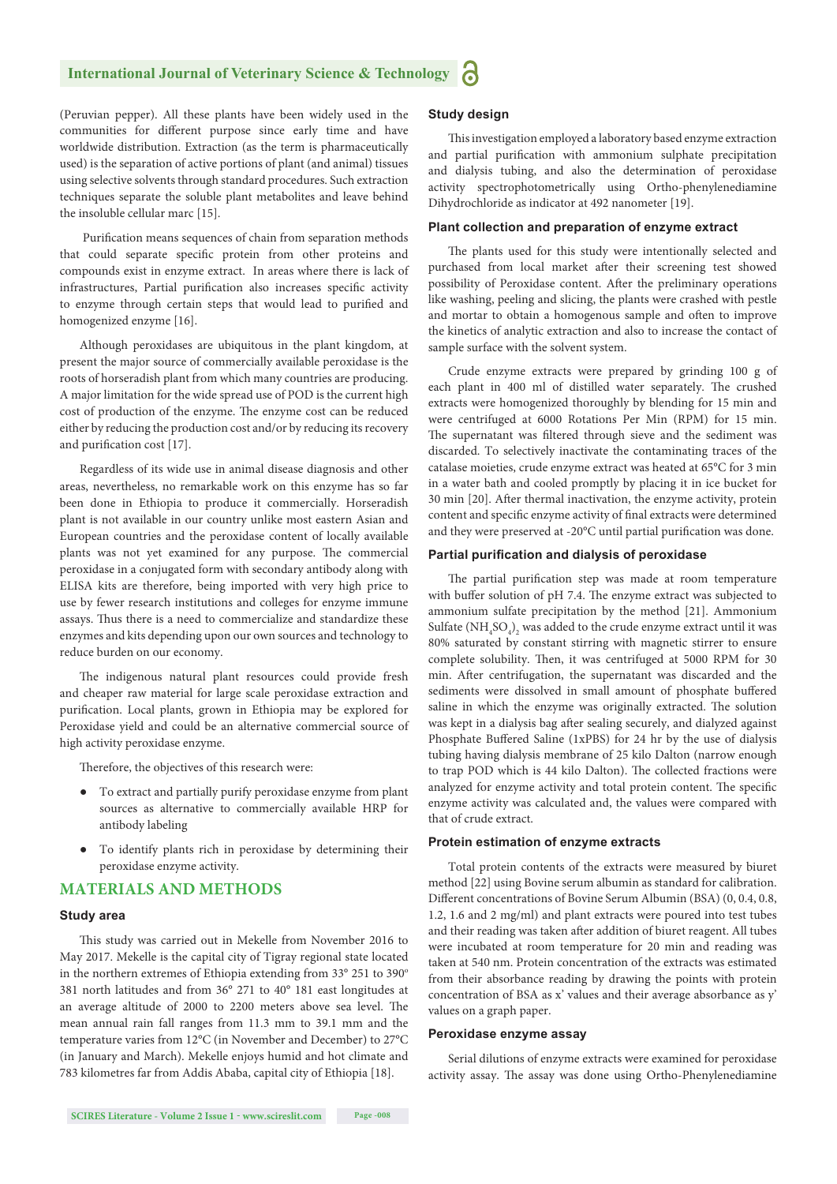(Peruvian pepper). All these plants have been widely used in the communities for different purpose since early time and have worldwide distribution. Extraction (as the term is pharmaceutically used) is the separation of active portions of plant (and animal) tissues using selective solvents through standard procedures. Such extraction techniques separate the soluble plant metabolites and leave behind the insoluble cellular marc [15].

Purification means sequences of chain from separation methods that could separate specific protein from other proteins and compounds exist in enzyme extract. In areas where there is lack of infrastructures, Partial purification also increases specific activity to enzyme through certain steps that would lead to purified and homogenized enzyme [16].

Although peroxidases are ubiquitous in the plant kingdom, at present the major source of commercially available peroxidase is the roots of horseradish plant from which many countries are producing. A major limitation for the wide spread use of POD is the current high cost of production of the enzyme. The enzyme cost can be reduced either by reducing the production cost and/or by reducing its recovery and purification cost [17].

Regardless of its wide use in animal disease diagnosis and other areas, nevertheless, no remarkable work on this enzyme has so far been done in Ethiopia to produce it commercially. Horseradish plant is not available in our country unlike most eastern Asian and European countries and the peroxidase content of locally available plants was not yet examined for any purpose. The commercial peroxidase in a conjugated form with secondary antibody along with ELISA kits are therefore, being imported with very high price to use by fewer research institutions and colleges for enzyme immune assays. Thus there is a need to commercialize and standardize these enzymes and kits depending upon our own sources and technology to reduce burden on our economy.

The indigenous natural plant resources could provide fresh and cheaper raw material for large scale peroxidase extraction and purification. Local plants, grown in Ethiopia may be explored for Peroxidase yield and could be an alternative commercial source of high activity peroxidase enzyme.

Therefore, the objectives of this research were:

- To extract and partially purify peroxidase enzyme from plant sources as alternative to commercially available HRP for antibody labeling
- To identify plants rich in peroxidase by determining their peroxidase enzyme activity.

## MATERIALS AND METHODS

### Study area

This study was carried out in Mekelle from November 2016 to May 2017. Mekelle is the capital city of Tigray regional state located in the northern extremes of Ethiopia extending from 33° 251 to 390° 381 north latitudes and from 36° 271 to 40° 181 east longitudes at an average altitude of 2000 to 2200 meters above sea level. The mean annual rain fall ranges from 11.3 mm to 39.1 mm and the temperature varies from 12°C (in November and December) to 27°C (in January and March). Mekelle enjoys humid and hot climate and 783 kilometres far from Addis Ababa, capital city of Ethiopia [18].

### Study design

This investigation employed a laboratory based enzyme extraction and partial purification with ammonium sulphate precipitation and dialysis tubing, and also the determination of peroxidase activity spectrophotometrically using Ortho-phenylenediamine Dihydrochloride as indicator at 492 nanometer [19].

### Plant collection and preparation of enzyme extract

The plants used for this study were intentionally selected and purchased from local market after their screening test showed possibility of Peroxidase content. After the preliminary operations like washing, peeling and slicing, the plants were crashed with pestle and mortar to obtain a homogenous sample and often to improve the kinetics of analytic extraction and also to increase the contact of sample surface with the solvent system.

Crude enzyme extracts were prepared by grinding 100 g of each plant in 400 ml of distilled water separately. The crushed extracts were homogenized thoroughly by blending for 15 min and were centrifuged at 6000 Rotations Per Min (RPM) for 15 min. The supernatant was filtered through sieve and the sediment was discarded. To selectively inactivate the contaminating traces of the catalase moieties, crude enzyme extract was heated at 65°C for 3 min in a water bath and cooled promptly by placing it in ice bucket for 30 min [20]. After thermal inactivation, the enzyme activity, protein content and specific enzyme activity of final extracts were determined and they were preserved at -20°C until partial purification was done.

### Partial purification and dialysis of peroxidase

The partial purification step was made at room temperature with buffer solution of pH 7.4. The enzyme extract was subjected to ammonium sulfate precipitation by the method [21]. Ammonium Sulfate ($(NH_4SO_4)_2$) was added to the crude enzyme extract until it was 80% saturated by constant stirring with magnetic stirrer to ensure complete solubility. Then, it was centrifuged at 5000 RPM for 30 min. After centrifugation, the supernatant was discarded and the sediments were dissolved in small amount of phosphate buffered saline in which the enzyme was originally extracted. The solution was kept in a dialysis bag after sealing securely, and dialyzed against Phosphate Buffered Saline (1xPBS) for 24 hr by the use of dialysis tubing having dialysis membrane of 25 kilo Dalton (narrow enough to trap POD which is 44 kilo Dalton). The collected fractions were analyzed for enzyme activity and total protein content. The specific enzyme activity was calculated and, the values were compared with that of crude extract.

### Protein estimation of enzyme extracts

Total protein contents of the extracts were measured by biuret method [22] using Bovine serum albumin as standard for calibration. Different concentrations of Bovine Serum Albumin (BSA) (0, 0.4, 0.8, 1.2, 1.6 and 2 mg/ml) and plant extracts were poured into test tubes and their reading was taken after addition of biuret reagent. All tubes were incubated at room temperature for 20 min and reading was taken at 540 nm. Protein concentration of the extracts was estimated from their absorbance reading by drawing the points with protein concentration of BSA as x' values and their average absorbance as y' values on a graph paper.

### Peroxidase enzyme assay

Serial dilutions of enzyme extracts were examined for peroxidase activity assay. The assay was done using Ortho-Phenylenediamine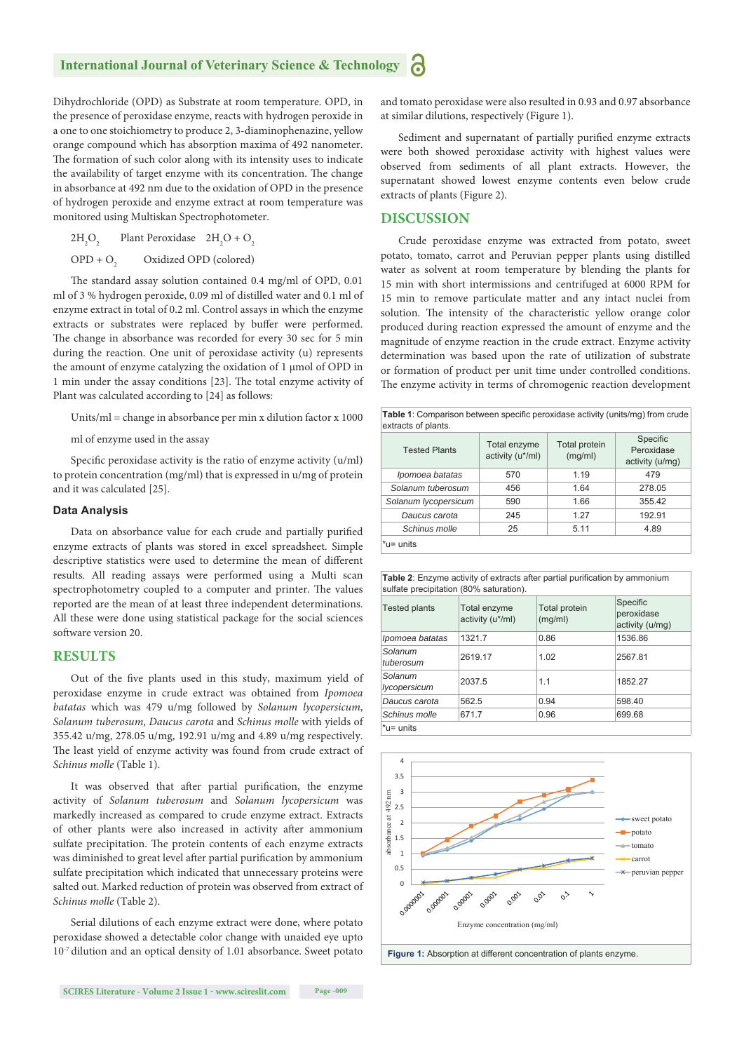Dihydrochloride (OPD) as Substrate at room temperature. OPD, in the presence of peroxidase enzyme, reacts with hydrogen peroxide in a one to one stoichiometry to produce 2, 3-diaminophenazine, yellow orange compound which has absorption maxima of 492 nanometer. The formation of such color along with its intensity uses to indicate the availability of target enzyme with its concentration. The change in absorbance at 492 nm due to the oxidation of OPD in the presence of hydrogen peroxide and enzyme extract at room temperature was monitored using Multiskan Spectrophotometer.

$2H_2O_2$ Plant Peroxidase $2H_2O + O_2$

$OPD + O_2$ Oxidized OPD (colored)

The standard assay solution contained 0.4 mg/ml of OPD, 0.01 ml of 3 % hydrogen peroxide, 0.09 ml of distilled water and 0.1 ml of enzyme extract in total of 0.2 ml. Control assays in which the enzyme extracts or substrates were replaced by buffer were performed. The change in absorbance was recorded for every 30 sec for 5 min during the reaction. One unit of peroxidase activity (u) represents the amount of enzyme catalyzing the oxidation of 1 μmol of OPD in 1 min under the assay conditions [23]. The total enzyme activity of Plant was calculated according to [24] as follows:

Units/ml = change in absorbance per min x dilution factor x 1000

ml of enzyme used in the assay

Specific peroxidase activity is the ratio of enzyme activity (u/ml) to protein concentration (mg/ml) that is expressed in u/mg of protein and it was calculated [25].

### Data Analysis

Data on absorbance value for each crude and partially purified enzyme extracts of plants was stored in excel spreadsheet. Simple descriptive statistics were used to determine the mean of different results. All reading assays were performed using a Multi scan spectrophotometry coupled to a computer and printer. The values reported are the mean of at least three independent determinations. All these were done using statistical package for the social sciences software version 20.

## RESULTS

Out of the five plants used in this study, maximum yield of peroxidase enzyme in crude extract was obtained from *Ipomoea batatas* which was 479 u/mg followed by *Solanum lycopersicum*, *Solanum tuberosum*, *Daucus carota* and *Schinus molle* with yields of 355.42 u/mg, 278.05 u/mg, 192.91 u/mg and 4.89 u/mg respectively. The least yield of enzyme activity was found from crude extract of *Schinus molle* (Table 1).

It was observed that after partial purification, the enzyme activity of *Solanum tuberosum* and *Solanum lycopersicum* was markedly increased as compared to crude enzyme extract. Extracts of other plants were also increased in activity after ammonium sulfate precipitation. The protein contents of each enzyme extracts was diminished to great level after partial purification by ammonium sulfate precipitation which indicated that unnecessary proteins were salted out. Marked reduction of protein was observed from extract of *Schinus molle* (Table 2).

Serial dilutions of each enzyme extract were done, where potato peroxidase showed a detectable color change with unaided eye upto $10^{-7}$ dilution and an optical density of 1.01 absorbance. Sweet potato and tomato peroxidase were also resulted in 0.93 and 0.97 absorbance at similar dilutions, respectively (Figure 1).

Sediment and supernatant of partially purified enzyme extracts were both showed peroxidase activity with highest values were observed from sediments of all plant extracts. However, the supernatant showed lowest enzyme contents even below crude extracts of plants (Figure 2).

## DISCUSSION

Crude peroxidase enzyme was extracted from potato, sweet potato, tomato, carrot and Peruvian pepper plants using distilled water as solvent at room temperature by blending the plants for 15 min with short intermissions and centrifuged at 6000 RPM for 15 min to remove particulate matter and any intact nuclei from solution. The intensity of the characteristic yellow orange color produced during reaction expressed the amount of enzyme and the magnitude of enzyme reaction in the crude extract. Enzyme activity determination was based upon the rate of utilization of substrate or formation of product per unit time under controlled conditions. The enzyme activity in terms of chromogenic reaction development

**Table 1**: Comparison between specific peroxidase activity (units/mg) from crude extracts of plants.

| Tested Plants | Total enzyme activity (u*/ml) | Total protein (mg/ml) | Specific Peroxidase activity (u/mg) |
|---|---|---|---|
| *Ipomoea batatas* | 570 | 1.19 | 479 |
| *Solanum tuberosum* | 456 | 1.64 | 278.05 |
| *Solanum lycopersicum* | 590 | 1.66 | 355.42 |
| *Daucus carota* | 245 | 1.27 | 192.91 |
| *Schinus molle* | 25 | 5.11 | 4.89 |

*u= units

**Table 2**: Enzyme activity of extracts after partial purification by ammonium sulfate precipitation (80% saturation).

| Tested plants | Total enzyme activity (u*/ml) | Total protein (mg/ml) | Specific peroxidase activity (u/mg) |
|---|---|---|---|
| *Ipomoea batatas* | 1321.7 | 0.86 | 1536.86 |
| *Solanum tuberosum* | 2619.17 | 1.02 | 2567.81 |
| *Solanum lycopersicum* | 2037.5 | 1.1 | 1852.27 |
| *Daucus carota* | 562.5 | 0.94 | 598.40 |
| *Schinus molle* | 671.7 | 0.96 | 699.68 |

*u= units

**Figure 1:** Absorption at different concentration of plants enzyme.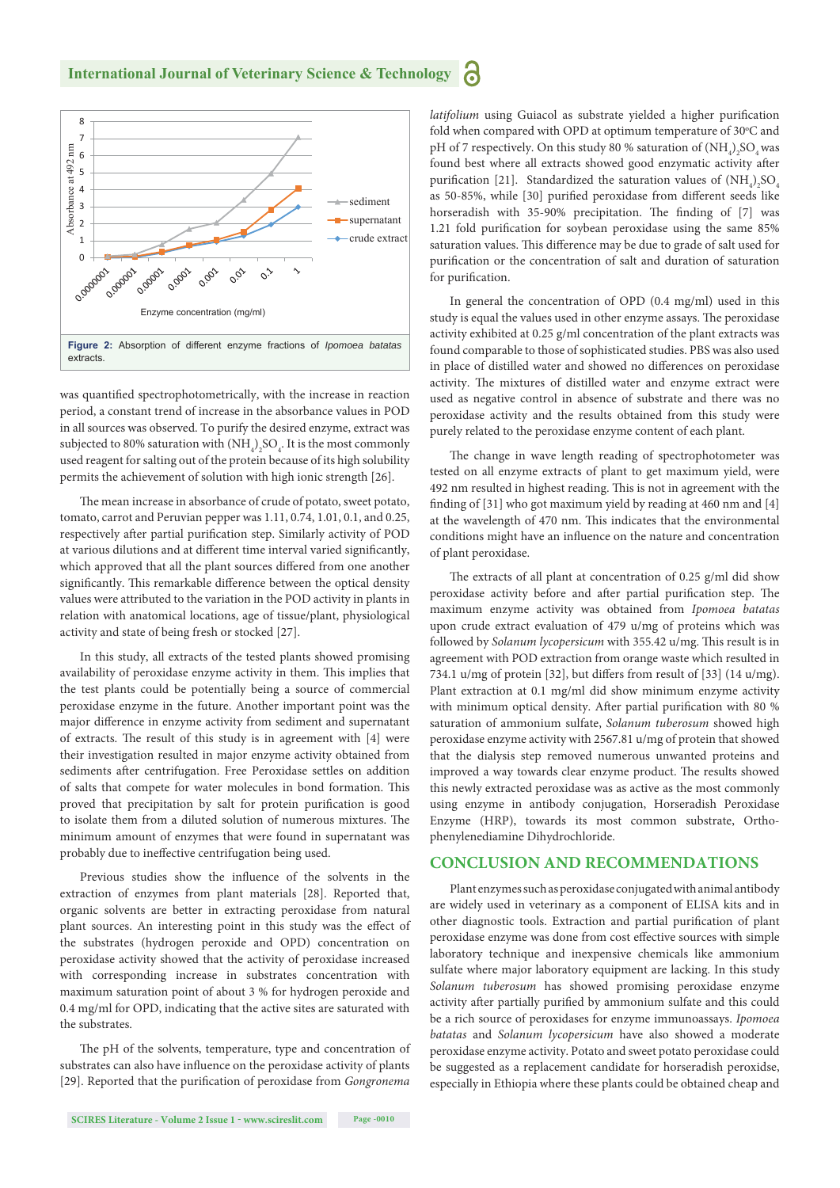Figure 2: Absorption of different enzyme fractions of *Ipomoea batatas* extracts.

was quantified spectrophotometrically, with the increase in reaction period, a constant trend of increase in the absorbance values in POD in all sources was observed. To purify the desired enzyme, extract was subjected to 80% saturation with $(NH_4)_2SO_4$. It is the most commonly used reagent for salting out of the protein because of its high solubility permits the achievement of solution with high ionic strength [26].

The mean increase in absorbance of crude of potato, sweet potato, tomato, carrot and Peruvian pepper was 1.11, 0.74, 1.01, 0.1, and 0.25, respectively after partial purification step. Similarly activity of POD at various dilutions and at different time interval varied significantly, which approved that all the plant sources differed from one another significantly. This remarkable difference between the optical density values were attributed to the variation in the POD activity in plants in relation with anatomical locations, age of tissue/plant, physiological activity and state of being fresh or stocked [27].

In this study, all extracts of the tested plants showed promising availability of peroxidase enzyme activity in them. This implies that the test plants could be potentially being a source of commercial peroxidase enzyme in the future. Another important point was the major difference in enzyme activity from sediment and supernatant of extracts. The result of this study is in agreement with [4] were their investigation resulted in major enzyme activity obtained from sediments after centrifugation. Free Peroxidase settles on addition of salts that compete for water molecules in bond formation. This proved that precipitation by salt for protein purification is good to isolate them from a diluted solution of numerous mixtures. The minimum amount of enzymes that were found in supernatant was probably due to ineffective centrifugation being used.

Previous studies show the influence of the solvents in the extraction of enzymes from plant materials [28]. Reported that, organic solvents are better in extracting peroxidase from natural plant sources. An interesting point in this study was the effect of the substrates (hydrogen peroxide and OPD) concentration on peroxidase activity showed that the activity of peroxidase increased with corresponding increase in substrates concentration with maximum saturation point of about 3 % for hydrogen peroxide and 0.4 mg/ml for OPD, indicating that the active sites are saturated with the substrates.

The pH of the solvents, temperature, type and concentration of substrates can also have influence on the peroxidase activity of plants [29]. Reported that the purification of peroxidase from *Gongronema latifolium* using Guiacol as substrate yielded a higher purification fold when compared with OPD at optimum temperature of 30°C and pH of 7 respectively. On this study 80 % saturation of $(NH_4)_2SO_4$ was found best where all extracts showed good enzymatic activity after purification [21]. Standardized the saturation values of $(NH_4)_2SO_4$ as 50-85%, while [30] purified peroxidase from different seeds like horseradish with 35-90% precipitation. The finding of [7] was 1.21 fold purification for soybean peroxidase using the same 85% saturation values. This difference may be due to grade of salt used for purification or the concentration of salt and duration of saturation for purification.

In general the concentration of OPD (0.4 mg/ml) used in this study is equal the values used in other enzyme assays. The peroxidase activity exhibited at 0.25 g/ml concentration of the plant extracts was found comparable to those of sophisticated studies. PBS was also used in place of distilled water and showed no differences on peroxidase activity. The mixtures of distilled water and enzyme extract were used as negative control in absence of substrate and there was no peroxidase activity and the results obtained from this study were purely related to the peroxidase enzyme content of each plant.

The change in wave length reading of spectrophotometer was tested on all enzyme extracts of plant to get maximum yield, were 492 nm resulted in highest reading. This is not in agreement with the finding of [31] who got maximum yield by reading at 460 nm and [4] at the wavelength of 470 nm. This indicates that the environmental conditions might have an influence on the nature and concentration of plant peroxidase.

The extracts of all plant at concentration of 0.25 g/ml did show peroxidase activity before and after partial purification step. The maximum enzyme activity was obtained from *Ipomoea batatas* upon crude extract evaluation of 479 u/mg of proteins which was followed by *Solanum lycopersicum* with 355.42 u/mg. This result is in agreement with POD extraction from orange waste which resulted in 734.1 u/mg of protein [32], but differs from result of [33] (14 u/mg). Plant extraction at 0.1 mg/ml did show minimum enzyme activity with minimum optical density. After partial purification with 80 % saturation of ammonium sulfate, *Solanum tuberosum* showed high peroxidase enzyme activity with 2567.81 u/mg of protein that showed that the dialysis step removed numerous unwanted proteins and improved a way towards clear enzyme product. The results showed this newly extracted peroxidase was as active as the most commonly using enzyme in antibody conjugation, Horseradish Peroxidase Enzyme (HRP), towards its most common substrate, Ortho-phenylenediamine Dihydrochloride.

## CONCLUSION AND RECOMMENDATIONS

Plant enzymes such as peroxidase conjugated with animal antibody are widely used in veterinary as a component of ELISA kits and in other diagnostic tools. Extraction and partial purification of plant peroxidase enzyme was done from cost effective sources with simple laboratory technique and inexpensive chemicals like ammonium sulfate where major laboratory equipment are lacking. In this study *Solanum tuberosum* has showed promising peroxidase enzyme activity after partially purified by ammonium sulfate and this could be a rich source of peroxidases for enzyme immunoassays. *Ipomoea batatas* and *Solanum lycopersicum* have also showed a moderate peroxidase enzyme activity. Potato and sweet potato peroxidase could be suggested as a replacement candidate for horseradish peroxidase, especially in Ethiopia where these plants could be obtained cheap and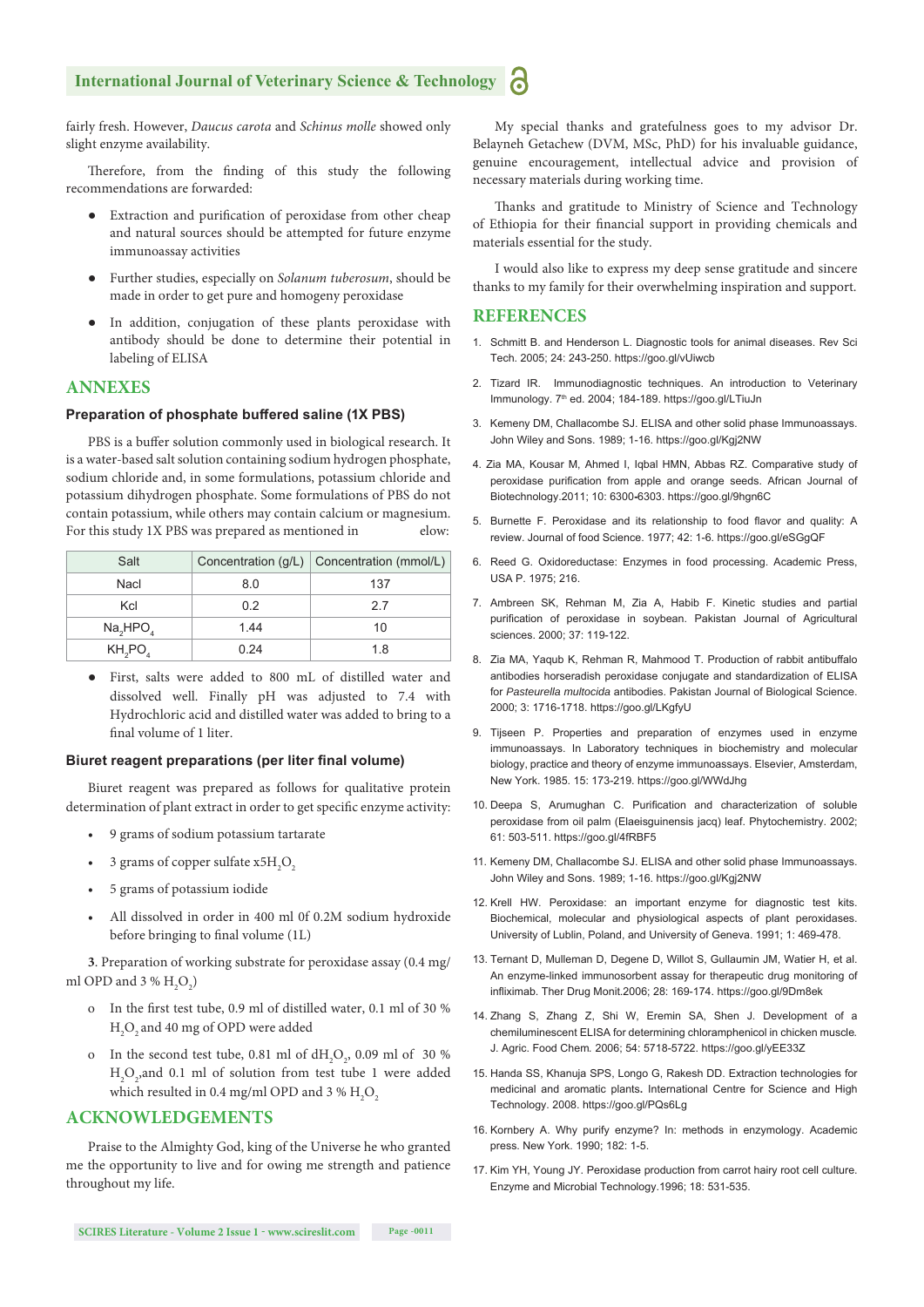fairly fresh. However, *Daucus carota* and *Schinus molle* showed only slight enzyme availability.

Therefore, from the finding of this study the following recommendations are forwarded:

- Extraction and purification of peroxidase from other cheap and natural sources should be attempted for future enzyme immunoassay activities
- Further studies, especially on *Solanum tuberosum*, should be made in order to get pure and homogeny peroxidase
- In addition, conjugation of these plants peroxidase with antibody should be done to determine their potential in labeling of ELISA

## ANNEXES

### Preparation of phosphate buffered saline (1X PBS)

PBS is a buffer solution commonly used in biological research. It is a water-based salt solution containing sodium hydrogen phosphate, sodium chloride and, in some formulations, potassium chloride and potassium dihydrogen phosphate. Some formulations of PBS do not contain potassium, while others may contain calcium or magnesium. For this study 1X PBS was prepared as mentioned in elow:

| Salt | Concentration (g/L) | Concentration (mmol/L) |
|---|---|---|
| Nacl | 8.0 | 137 |
| Kcl | 0.2 | 2.7 |
| $Na_2HPO_4$ | 1.44 | 10 |
| $KH_2PO_4$ | 0.24 | 1.8 |

- First, salts were added to 800 mL of distilled water and dissolved well. Finally pH was adjusted to 7.4 with Hydrochloric acid and distilled water was added to bring to a final volume of 1 liter.

### Biuret reagent preparations (per liter final volume)

Biuret reagent was prepared as follows for qualitative protein determination of plant extract in order to get specific enzyme activity:

- 9 grams of sodium potassium tartarate
- 3 grams of copper sulfate $x5H_2O_2$
- 5 grams of potassium iodide
- All dissolved in order in 400 ml 0f 0.2M sodium hydroxide before bringing to final volume (1L)

**3**. Preparation of working substrate for peroxidase assay (0.4 mg/ml OPD and 3 % $H_2O_2$)

- In the first test tube, 0.9 ml of distilled water, 0.1 ml of 30 % $H_2O_2$ and 40 mg of OPD were added
- In the second test tube, 0.81 ml of $dH_2O_2$, 0.09 ml of 30 % $H_2O_2$,and 0.1 ml of solution from test tube 1 were added which resulted in 0.4 mg/ml OPD and 3 % $H_2O_2$

## ACKNOWLEDGEMENTS

Praise to the Almighty God, king of the Universe he who granted me the opportunity to live and for owing me strength and patience throughout my life.

My special thanks and gratefulness goes to my advisor Dr. Belayneh Getachew (DVM, MSc, PhD) for his invaluable guidance, genuine encouragement, intellectual advice and provision of necessary materials during working time.

Thanks and gratitude to Ministry of Science and Technology of Ethiopia for their financial support in providing chemicals and materials essential for the study.

I would also like to express my deep sense gratitude and sincere thanks to my family for their overwhelming inspiration and support.

## REFERENCES

1. Schmitt B. and Henderson L. Diagnostic tools for animal diseases. Rev Sci Tech. 2005; 24: 243-250. https://goo.gl/vUiwcb
2. Tizard IR. Immunodiagnostic techniques. An introduction to Veterinary Immunology. 7th ed. 2004; 184-189. https://goo.gl/LTiuJn
3. Kemeny DM, Challacombe SJ. ELISA and other solid phase Immunoassays. John Wiley and Sons. 1989; 1-16. https://goo.gl/Kgj2NW
4. Zia MA, Kousar M, Ahmed I, Iqbal HMN, Abbas RZ. Comparative study of peroxidase purification from apple and orange seeds. African Journal of Biotechnology.2011; 10: 6300-6303. https://goo.gl/9hgn6C
5. Burnette F. Peroxidase and its relationship to food flavor and quality: A review. Journal of food Science. 1977; 42: 1-6. https://goo.gl/eSGgQF
6. Reed G. Oxidoreductase: Enzymes in food processing. Academic Press, USA P. 1975; 216.
7. Ambreen SK, Rehman M, Zia A, Habib F. Kinetic studies and partial purification of peroxidase in soybean. Pakistan Journal of Agricultural sciences. 2000; 37: 119-122.
8. Zia MA, Yaqub K, Rehman R, Mahmood T. Production of rabbit antibuffalo antibodies horseradish peroxidase conjugate and standardization of ELISA for *Pasteurella multocida* antibodies. Pakistan Journal of Biological Science. 2000; 3: 1716-1718. https://goo.gl/LKgfyU
9. Tijseen P. Properties and preparation of enzymes used in enzyme immunoassays. In Laboratory techniques in biochemistry and molecular biology, practice and theory of enzyme immunoassays. Elsevier, Amsterdam, New York. 1985. 15: 173-219. https://goo.gl/WWdJhg
10. Deepa S, Arumughan C. Purification and characterization of soluble peroxidase from oil palm (Elaeisguinensis jacq) leaf. Phytochemistry. 2002; 61: 503-511. https://goo.gl/4fRBF5
11. Kemeny DM, Challacombe SJ. ELISA and other solid phase Immunoassays. John Wiley and Sons. 1989; 1-16. https://goo.gl/Kgj2NW
12. Krell HW. Peroxidase: an important enzyme for diagnostic test kits. Biochemical, molecular and physiological aspects of plant peroxidases. University of Lublin, Poland, and University of Geneva. 1991; 1: 469-478.
13. Ternant D, Mulleman D, Degene D, Willot S, Gullaumin JM, Watier H, et al. An enzyme-linked immunosorbent assay for therapeutic drug monitoring of infliximab. Ther Drug Monit.2006; 28: 169-174. https://goo.gl/9Dm8ek
14. Zhang S, Zhang Z, Shi W, Eremin SA, Shen J. Development of a chemiluminescent ELISA for determining chloramphenicol in chicken muscle. J. Agric. Food Chem. 2006; 54: 5718-5722. https://goo.gl/yEE33Z
15. Handa SS, Khanuja SPS, Longo G, Rakesh DD. Extraction technologies for medicinal and aromatic plants. International Centre for Science and High Technology. 2008. https://goo.gl/PQs6Lg
16. Kornbery A. Why purify enzyme? In: methods in enzymology. Academic press. New York. 1990; 182: 1-5.
17. Kim YH, Young JY. Peroxidase production from carrot hairy root cell culture. Enzyme and Microbial Technology.1996; 18: 531-535.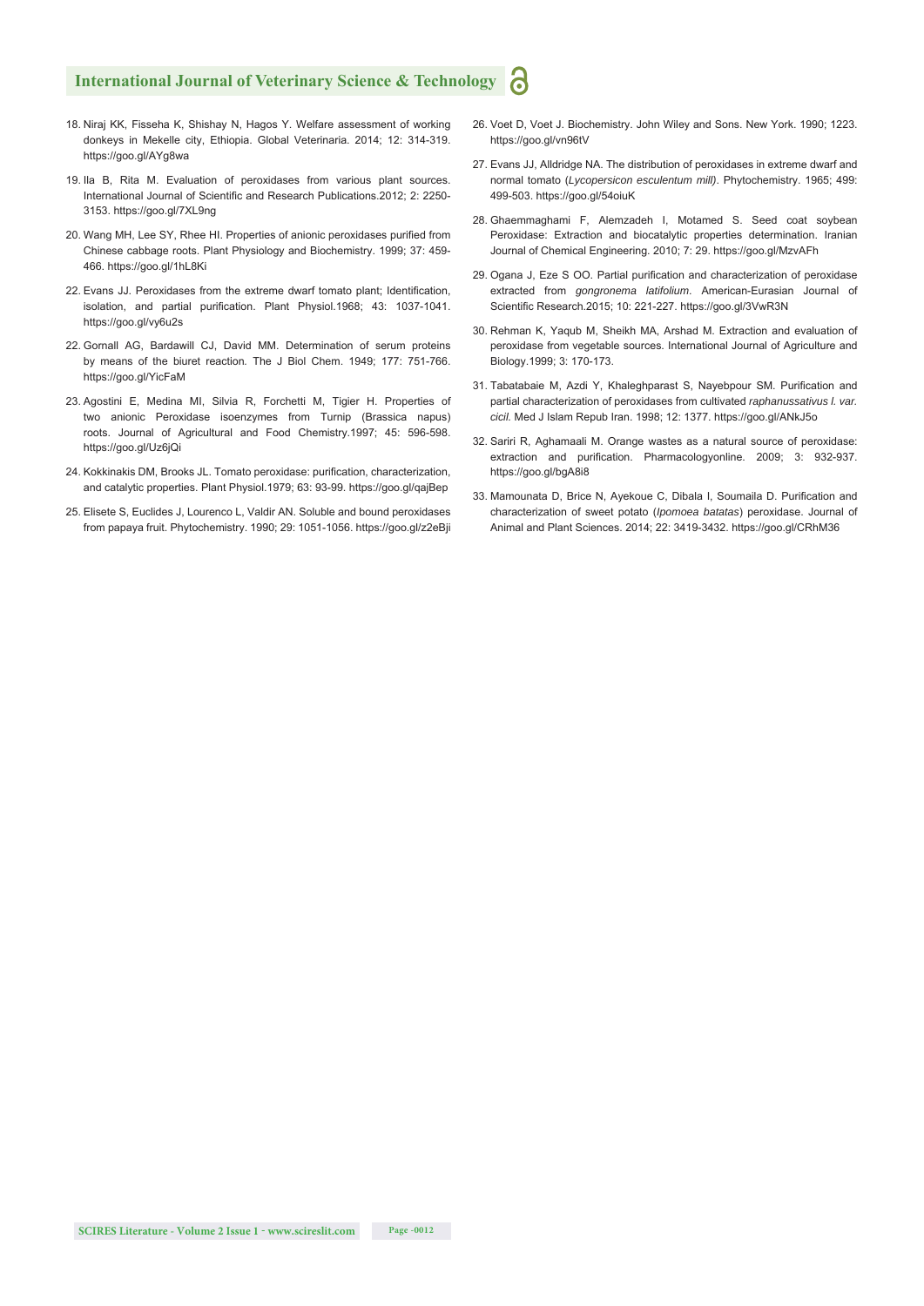18. Niraj KK, Fisseha K, Shishay N, Hagos Y. Welfare assessment of working donkeys in Mekelle city, Ethiopia. Global Veterinaria. 2014; 12: 314-319. https://goo.gl/AYg8wa

19. Ila B, Rita M. Evaluation of peroxidases from various plant sources. International Journal of Scientific and Research Publications.2012; 2: 2250-3153. https://goo.gl/7XL9ng

20. Wang MH, Lee SY, Rhee HI. Properties of anionic peroxidases purified from Chinese cabbage roots. Plant Physiology and Biochemistry. 1999; 37: 459-466. https://goo.gl/1hL8Ki

22. Evans JJ. Peroxidases from the extreme dwarf tomato plant; Identification, isolation, and partial purification. Plant Physiol.1968; 43: 1037-1041. https://goo.gl/vy6u2s

22. Gornall AG, Bardawill CJ, David MM. Determination of serum proteins by means of the biuret reaction. The J Biol Chem. 1949; 177: 751-766. https://goo.gl/YicFaM

23. Agostini E, Medina MI, Silvia R, Forchetti M, Tigier H. Properties of two anionic Peroxidase isoenzymes from Turnip (Brassica napus) roots. Journal of Agricultural and Food Chemistry.1997; 45: 596-598. https://goo.gl/Uz6jQi

24. Kokkinakis DM, Brooks JL. Tomato peroxidase: purification, characterization, and catalytic properties. Plant Physiol.1979; 63: 93-99. https://goo.gl/qajBep

25. Elisete S, Euclides J, Lourenco L, Valdir AN. Soluble and bound peroxidases from papaya fruit. Phytochemistry. 1990; 29: 1051-1056. https://goo.gl/z2eBji

26. Voet D, Voet J. Biochemistry. John Wiley and Sons. New York. 1990; 1223. https://goo.gl/vn96tV

27. Evans JJ, Alldridge NA. The distribution of peroxidases in extreme dwarf and normal tomato (*Lycopersicon esculentum mill)*. Phytochemistry. 1965; 499: 499-503. https://goo.gl/54oiuK

28. Ghaemmaghami F, Alemzadeh I, Motamed S. Seed coat soybean Peroxidase: Extraction and biocatalytic properties determination. Iranian Journal of Chemical Engineering. 2010; 7: 29. https://goo.gl/MzvAFh

29. Ogana J, Eze S OO. Partial purification and characterization of peroxidase extracted from *gongronema latifolium*. American-Eurasian Journal of Scientific Research.2015; 10: 221-227. https://goo.gl/3VwR3N

30. Rehman K, Yaqub M, Sheikh MA, Arshad M. Extraction and evaluation of peroxidase from vegetable sources. International Journal of Agriculture and Biology.1999; 3: 170-173.

31. Tabatabaie M, Azdi Y, Khaleghparast S, Nayebpour SM. Purification and partial characterization of peroxidases from cultivated *raphanussativus l. var. cicil.* Med J Islam Repub Iran. 1998; 12: 1377. https://goo.gl/ANkJ5o

32. Sariri R, Aghamaali M. Orange wastes as a natural source of peroxidase: extraction and purification. Pharmacologyonline. 2009; 3: 932-937. https://goo.gl/bgA8i8

33. Mamounata D, Brice N, Ayekoue C, Dibala I, Soumaila D. Purification and characterization of sweet potato (*Ipomoea batatas*) peroxidase. Journal of Animal and Plant Sciences. 2014; 22: 3419-3432. https://goo.gl/CRhM36